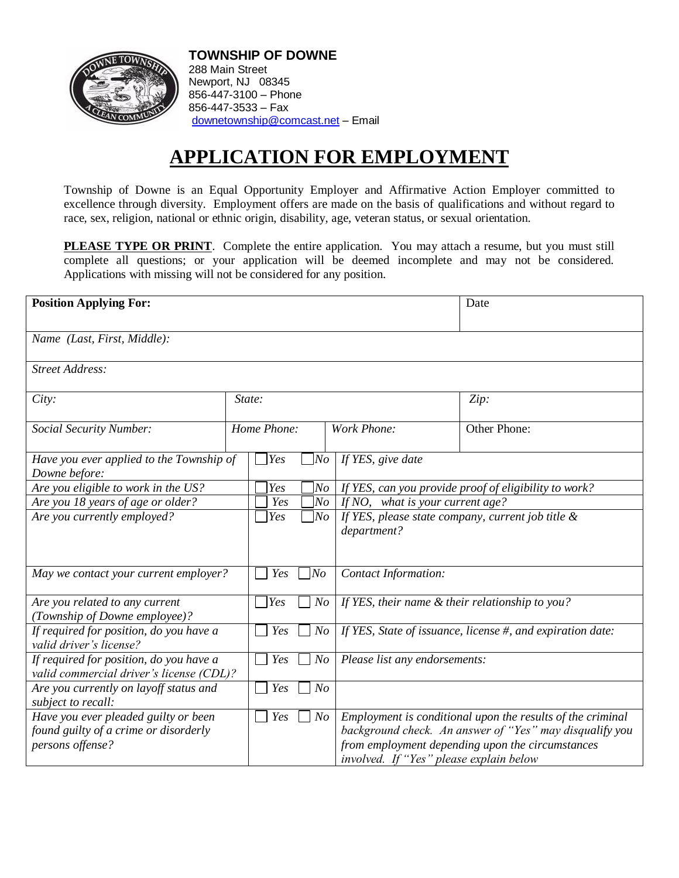**TOWNSHIP OF DOWNE**
288 Main Street
Newport, NJ 08345
856-447-3100 – Phone
856-447-3533 – Fax
downetownship@comcast.net – Email

# APPLICATION FOR EMPLOYMENT

Township of Downe is an Equal Opportunity Employer and Affirmative Action Employer committed to excellence through diversity. Employment offers are made on the basis of qualifications and without regard to race, sex, religion, national or ethnic origin, disability, age, veteran status, or sexual orientation.

**PLEASE TYPE OR PRINT**. Complete the entire application. You may attach a resume, but you must still complete all questions; or your application will be deemed incomplete and may not be considered. Applications with missing will not be considered for any position.

| **Position Applying For:** | | | Date |
|---|---|---|---|
| *Name (Last, First, Middle):* | | | |
| *Street Address:* | | | |
| *City:* | *State:* | | *Zip:* |
| *Social Security Number:* | *Home Phone:* | *Work Phone:* | Other Phone: |

| | | |
|---|---|---|
| *Have you ever applied to the Township of Downe before:* | ☐ *Yes* ☐ *No* | *If YES, give date* |
| *Are you eligible to work in the US?* | ☐ *Yes* ☐ *No* | *If YES, can you provide proof of eligibility to work?* |
| *Are you 18 years of age or older?* | ☐ *Yes* ☐ *No* | *If NO, what is your current age?* |
| *Are you currently employed?* | ☐ *Yes* ☐ *No* | *If YES, please state company, current job title & department?* |
| *May we contact your current employer?* | ☐ *Yes* ☐ *No* | *Contact Information:* |
| *Are you related to any current (Township of Downe employee)?* | ☐ *Yes* ☐ *No* | *If YES, their name & their relationship to you?* |
| *If required for position, do you have a valid driver's license?* | ☐ *Yes* ☐ *No* | *If YES, State of issuance, license #, and expiration date:* |
| *If required for position, do you have a valid commercial driver's license (CDL)?* | ☐ *Yes* ☐ *No* | *Please list any endorsements:* |
| *Are you currently on layoff status and subject to recall:* | ☐ *Yes* ☐ *No* | |
| *Have you ever pleaded guilty or been found guilty of a crime or disorderly persons offense?* | ☐ *Yes* ☐ *No* | *Employment is conditional upon the results of the criminal background check. An answer of "Yes" may disqualify you from employment depending upon the circumstances involved. If "Yes" please explain below* |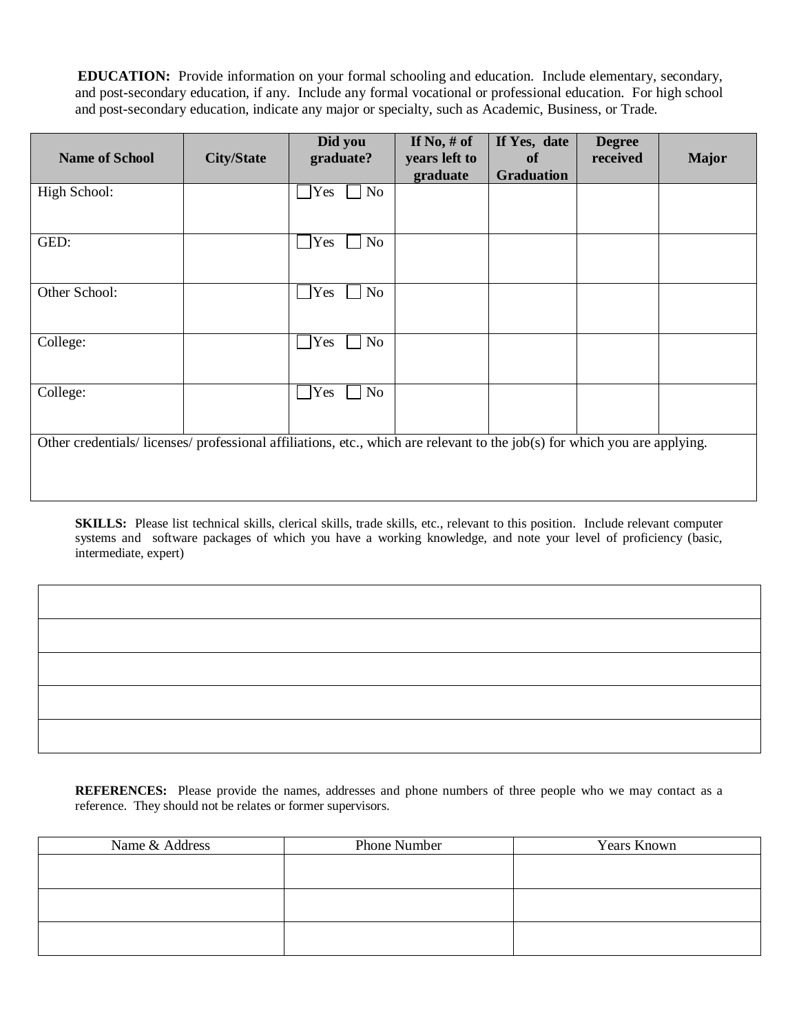**EDUCATION:** Provide information on your formal schooling and education. Include elementary, secondary, and post-secondary education, if any. Include any formal vocational or professional education. For high school and post-secondary education, indicate any major or specialty, such as Academic, Business, or Trade.

| Name of School | City/State | Did you graduate? | If No, # of years left to graduate | If Yes, date of Graduation | Degree received | Major |
|---|---|---|---|---|---|---|
| High School: | | ☐Yes ☐ No | | | | |
| GED: | | ☐Yes ☐ No | | | | |
| Other School: | | ☐Yes ☐ No | | | | |
| College: | | ☐Yes ☐ No | | | | |
| College: | | ☐Yes ☐ No | | | | |

Other credentials/ licenses/ professional affiliations, etc., which are relevant to the job(s) for which you are applying.

**SKILLS:** Please list technical skills, clerical skills, trade skills, etc., relevant to this position. Include relevant computer systems and software packages of which you have a working knowledge, and note your level of proficiency (basic, intermediate, expert)

| |
|---|
| |
| |
| |
| |
| |

**REFERENCES:** Please provide the names, addresses and phone numbers of three people who we may contact as a reference. They should not be relates or former supervisors.

| Name & Address | Phone Number | Years Known |
|---|---|---|
| | | |
| | | |
| | | |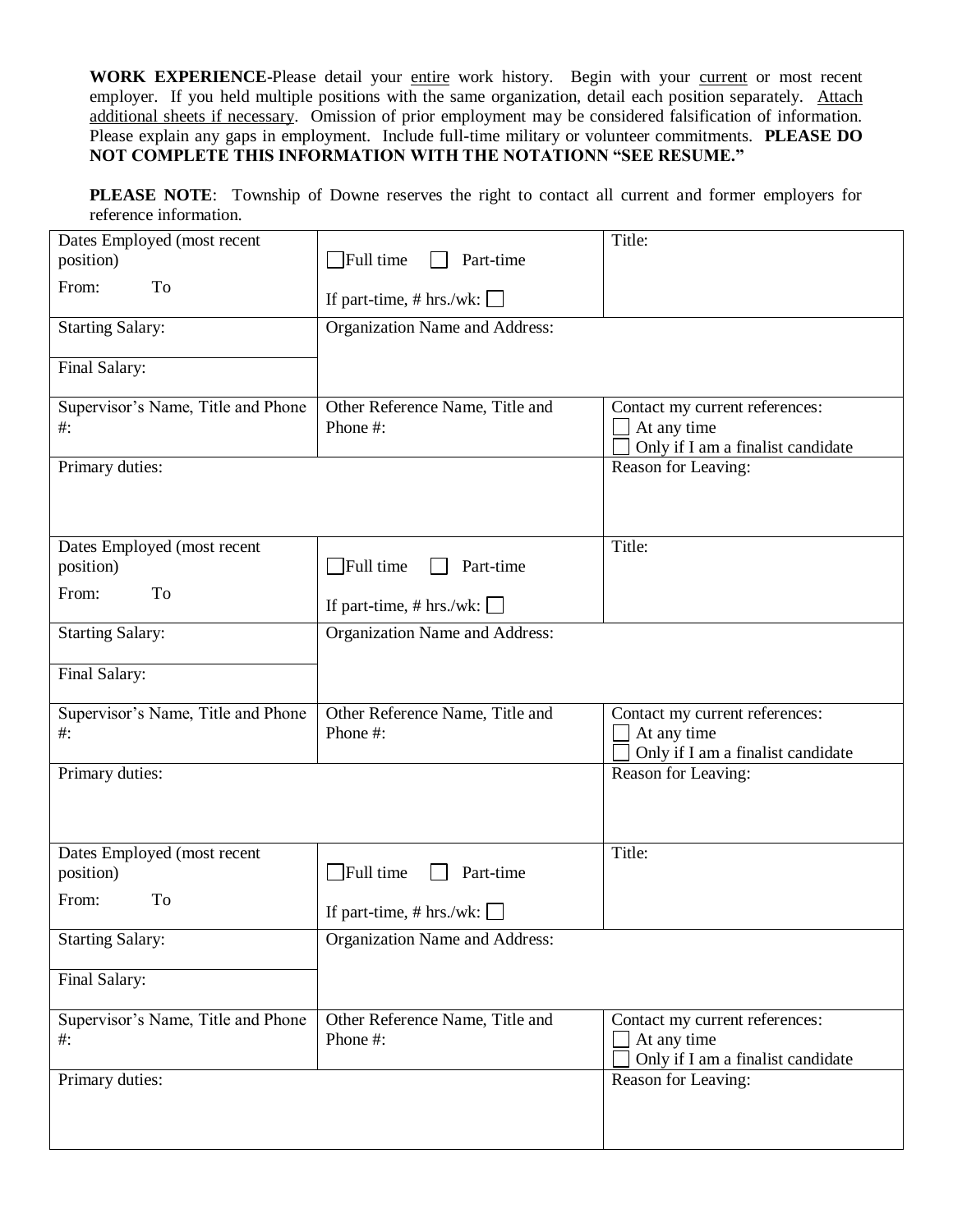**WORK EXPERIENCE**-Please detail your <u>entire</u> work history. Begin with your <u>current</u> or most recent employer. If you held multiple positions with the same organization, detail each position separately. <u>Attach additional sheets if necessary</u>. Omission of prior employment may be considered falsification of information. Please explain any gaps in employment. Include full-time military or volunteer commitments. **PLEASE DO NOT COMPLETE THIS INFORMATION WITH THE NOTATIONN "SEE RESUME."**

**PLEASE NOTE**: Township of Downe reserves the right to contact all current and former employers for reference information.

| Dates Employed (most recent position)<br>From: To | ☐ Full time ☐ Part-time<br>If part-time, # hrs./wk: ☐ | Title: |
|---|---|---|
| Starting Salary:<br><br>Final Salary: | Organization Name and Address: | |
| Supervisor's Name, Title and Phone #: | Other Reference Name, Title and Phone #: | Contact my current references:<br>☐ At any time<br>☐ Only if I am a finalist candidate |
| Primary duties: | | Reason for Leaving: |

| Dates Employed (most recent position)<br>From: To | ☐ Full time ☐ Part-time<br>If part-time, # hrs./wk: ☐ | Title: |
|---|---|---|
| Starting Salary:<br><br>Final Salary: | Organization Name and Address: | |
| Supervisor's Name, Title and Phone #: | Other Reference Name, Title and Phone #: | Contact my current references:<br>☐ At any time<br>☐ Only if I am a finalist candidate |
| Primary duties: | | Reason for Leaving: |

| Dates Employed (most recent position)<br>From: To | ☐ Full time ☐ Part-time<br>If part-time, # hrs./wk: ☐ | Title: |
|---|---|---|
| Starting Salary:<br><br>Final Salary: | Organization Name and Address: | |
| Supervisor's Name, Title and Phone #: | Other Reference Name, Title and Phone #: | Contact my current references:<br>☐ At any time<br>☐ Only if I am a finalist candidate |
| Primary duties: | | Reason for Leaving: |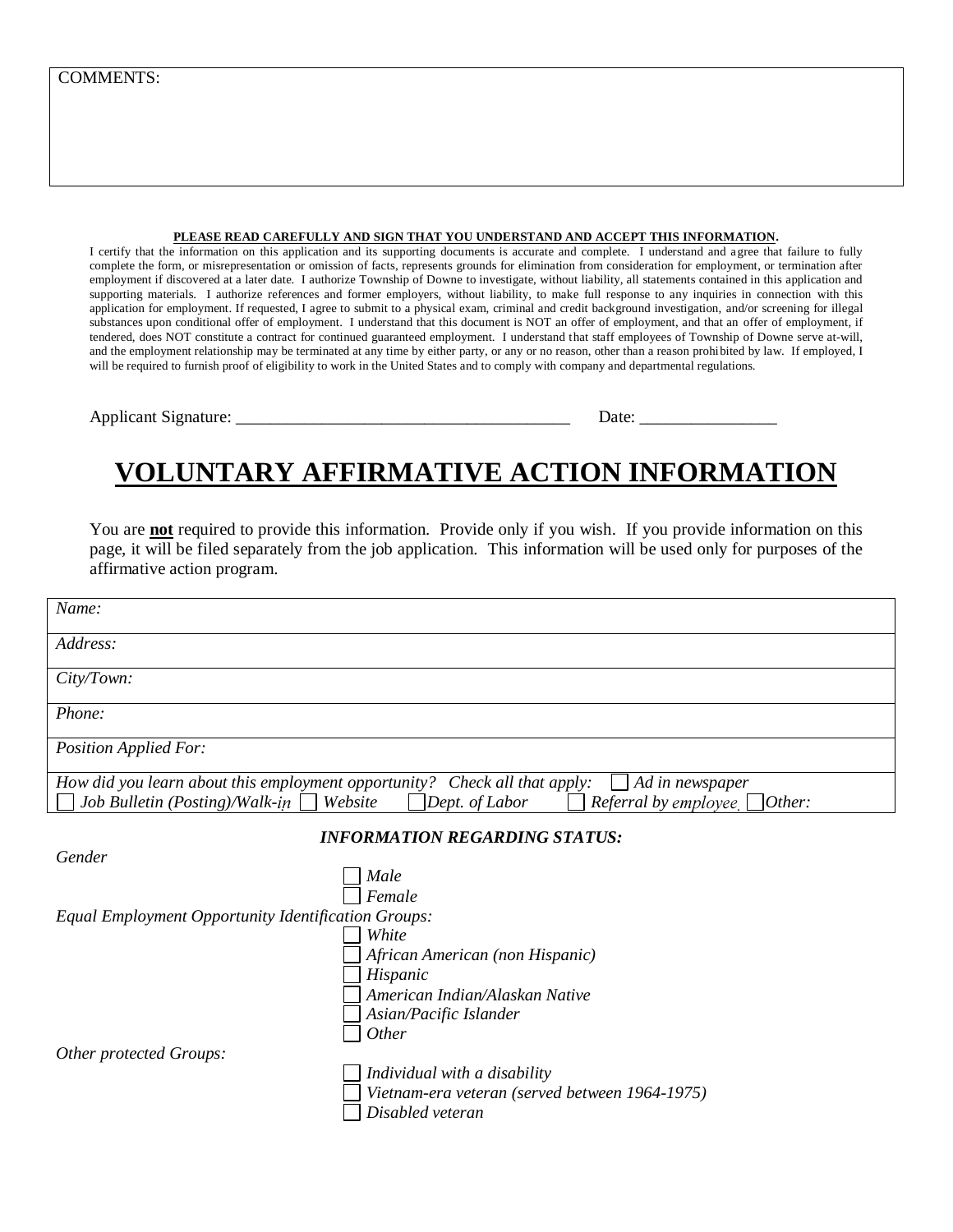COMMENTS:

**PLEASE READ CAREFULLY AND SIGN THAT YOU UNDERSTAND AND ACCEPT THIS INFORMATION.**

I certify that the information on this application and its supporting documents is accurate and complete. I understand and agree that failure to fully complete the form, or misrepresentation or omission of facts, represents grounds for elimination from consideration for employment, or termination after employment if discovered at a later date. I authorize Township of Downe to investigate, without liability, all statements contained in this application and supporting materials. I authorize references and former employers, without liability, to make full response to any inquiries in connection with this application for employment. If requested, I agree to submit to a physical exam, criminal and credit background investigation, and/or screening for illegal substances upon conditional offer of employment. I understand that this document is NOT an offer of employment, and that an offer of employment, if tendered, does NOT constitute a contract for continued guaranteed employment. I understand that staff employees of Township of Downe serve at-will, and the employment relationship may be terminated at any time by either party, or any or no reason, other than a reason prohibited by law. If employed, I will be required to furnish proof of eligibility to work in the United States and to comply with company and departmental regulations.

Applicant Signature: ________________________________________ Date: ________________

# VOLUNTARY AFFIRMATIVE ACTION INFORMATION

You are **not** required to provide this information. Provide only if you wish. If you provide information on this page, it will be filed separately from the job application. This information will be used only for purposes of the affirmative action program.

| |
|---|
| *Name:* |
| *Address:* |
| *City/Town:* |
| *Phone:* |
| *Position Applied For:* |
| *How did you learn about this employment opportunity? Check all that apply:* ☐ *Ad in newspaper* ☐ *Job Bulletin (Posting)/Walk-in* ☐ *Website* ☐ *Dept. of Labor* ☐ *Referral by employee* ☐ *Other:* |

***INFORMATION REGARDING STATUS:***

*Gender*

- ☐ *Male*
- ☐ *Female*

*Equal Employment Opportunity Identification Groups:*

- ☐ *White*
- ☐ *African American (non Hispanic)*
- ☐ *Hispanic*
- ☐ *American Indian/Alaskan Native*
- ☐ *Asian/Pacific Islander*
- ☐ *Other*

*Other protected Groups:*

- ☐ *Individual with a disability*
- ☐ *Vietnam-era veteran (served between 1964-1975)*
- ☐ *Disabled veteran*